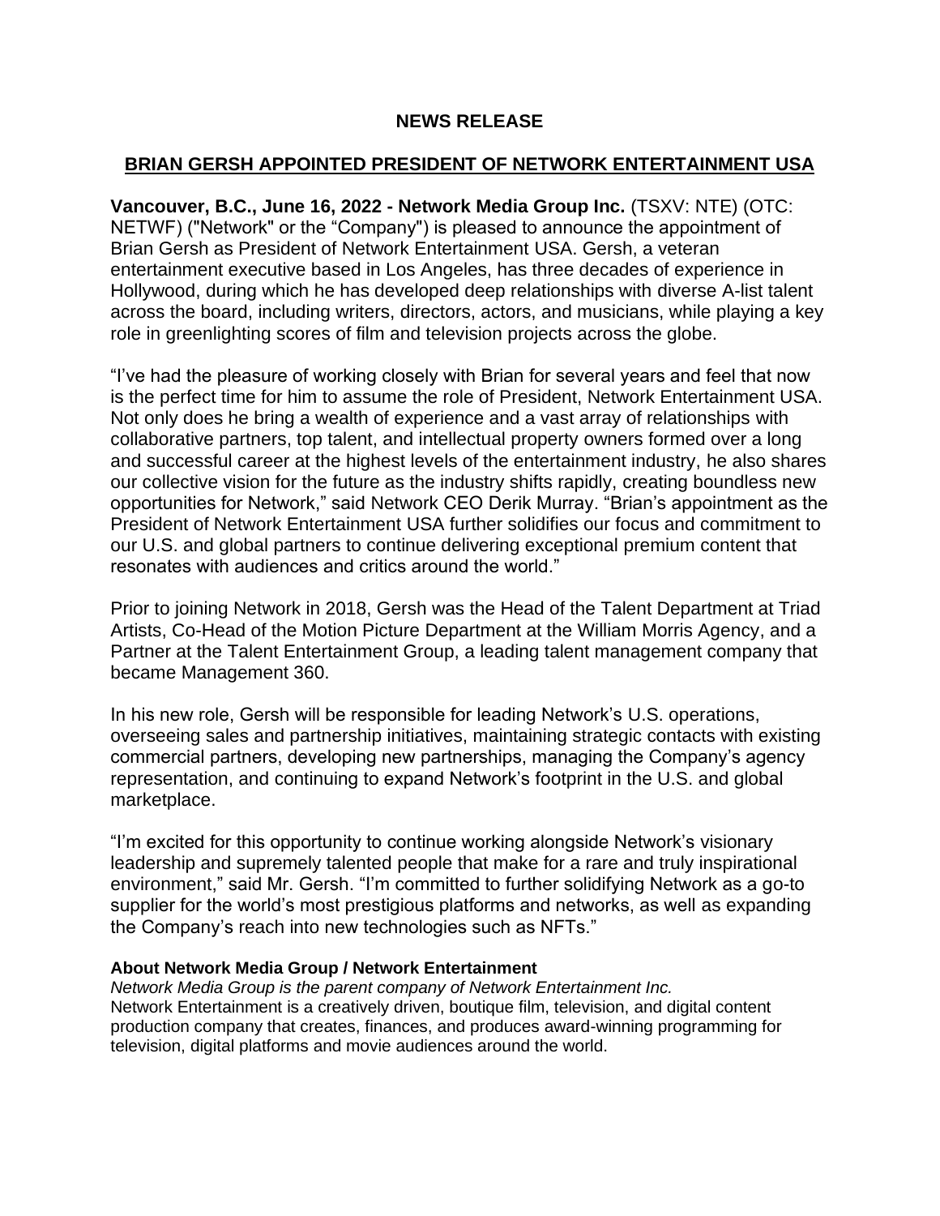**NEWS RELEASE**

# BRIAN GERSH APPOINTED PRESIDENT OF NETWORK ENTERTAINMENT USA

**Vancouver, B.C., June 16, 2022 - Network Media Group Inc.** (TSXV: NTE) (OTC: NETWF) ("Network" or the "Company") is pleased to announce the appointment of Brian Gersh as President of Network Entertainment USA. Gersh, a veteran entertainment executive based in Los Angeles, has three decades of experience in Hollywood, during which he has developed deep relationships with diverse A-list talent across the board, including writers, directors, actors, and musicians, while playing a key role in greenlighting scores of film and television projects across the globe.

"I've had the pleasure of working closely with Brian for several years and feel that now is the perfect time for him to assume the role of President, Network Entertainment USA. Not only does he bring a wealth of experience and a vast array of relationships with collaborative partners, top talent, and intellectual property owners formed over a long and successful career at the highest levels of the entertainment industry, he also shares our collective vision for the future as the industry shifts rapidly, creating boundless new opportunities for Network," said Network CEO Derik Murray. "Brian's appointment as the President of Network Entertainment USA further solidifies our focus and commitment to our U.S. and global partners to continue delivering exceptional premium content that resonates with audiences and critics around the world."

Prior to joining Network in 2018, Gersh was the Head of the Talent Department at Triad Artists, Co-Head of the Motion Picture Department at the William Morris Agency, and a Partner at the Talent Entertainment Group, a leading talent management company that became Management 360.

In his new role, Gersh will be responsible for leading Network's U.S. operations, overseeing sales and partnership initiatives, maintaining strategic contacts with existing commercial partners, developing new partnerships, managing the Company's agency representation, and continuing to expand Network's footprint in the U.S. and global marketplace.

"I'm excited for this opportunity to continue working alongside Network's visionary leadership and supremely talented people that make for a rare and truly inspirational environment," said Mr. Gersh. "I'm committed to further solidifying Network as a go-to supplier for the world's most prestigious platforms and networks, as well as expanding the Company's reach into new technologies such as NFTs."

**About Network Media Group / Network Entertainment**

*Network Media Group is the parent company of Network Entertainment Inc.*

Network Entertainment is a creatively driven, boutique film, television, and digital content production company that creates, finances, and produces award-winning programming for television, digital platforms and movie audiences around the world.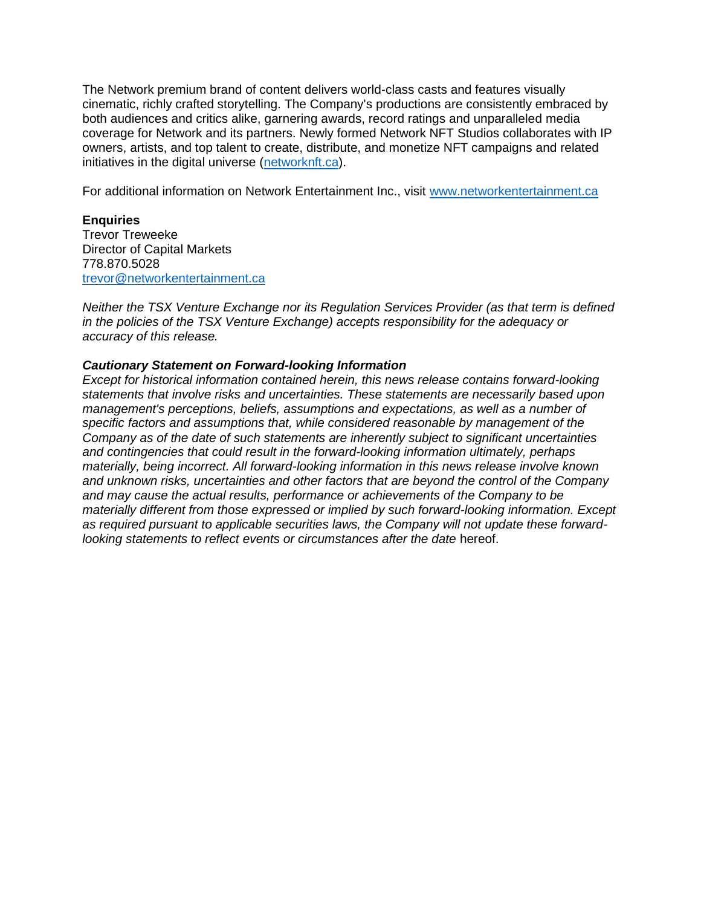The Network premium brand of content delivers world-class casts and features visually cinematic, richly crafted storytelling. The Company's productions are consistently embraced by both audiences and critics alike, garnering awards, record ratings and unparalleled media coverage for Network and its partners. Newly formed Network NFT Studios collaborates with IP owners, artists, and top talent to create, distribute, and monetize NFT campaigns and related initiatives in the digital universe ([networknft.ca](networknft.ca)).

For additional information on Network Entertainment Inc., visit [www.networkentertainment.ca](www.networkentertainment.ca)

**Enquiries**
Trevor Treweeke
Director of Capital Markets
778.870.5028
[trevor@networkentertainment.ca](mailto:trevor@networkentertainment.ca)

*Neither the TSX Venture Exchange nor its Regulation Services Provider (as that term is defined in the policies of the TSX Venture Exchange) accepts responsibility for the adequacy or accuracy of this release.*

***Cautionary Statement on Forward-looking Information***
*Except for historical information contained herein, this news release contains forward-looking statements that involve risks and uncertainties. These statements are necessarily based upon management's perceptions, beliefs, assumptions and expectations, as well as a number of specific factors and assumptions that, while considered reasonable by management of the Company as of the date of such statements are inherently subject to significant uncertainties and contingencies that could result in the forward-looking information ultimately, perhaps materially, being incorrect. All forward-looking information in this news release involve known and unknown risks, uncertainties and other factors that are beyond the control of the Company and may cause the actual results, performance or achievements of the Company to be materially different from those expressed or implied by such forward-looking information. Except as required pursuant to applicable securities laws, the Company will not update these forward-looking statements to reflect events or circumstances after the date* hereof.